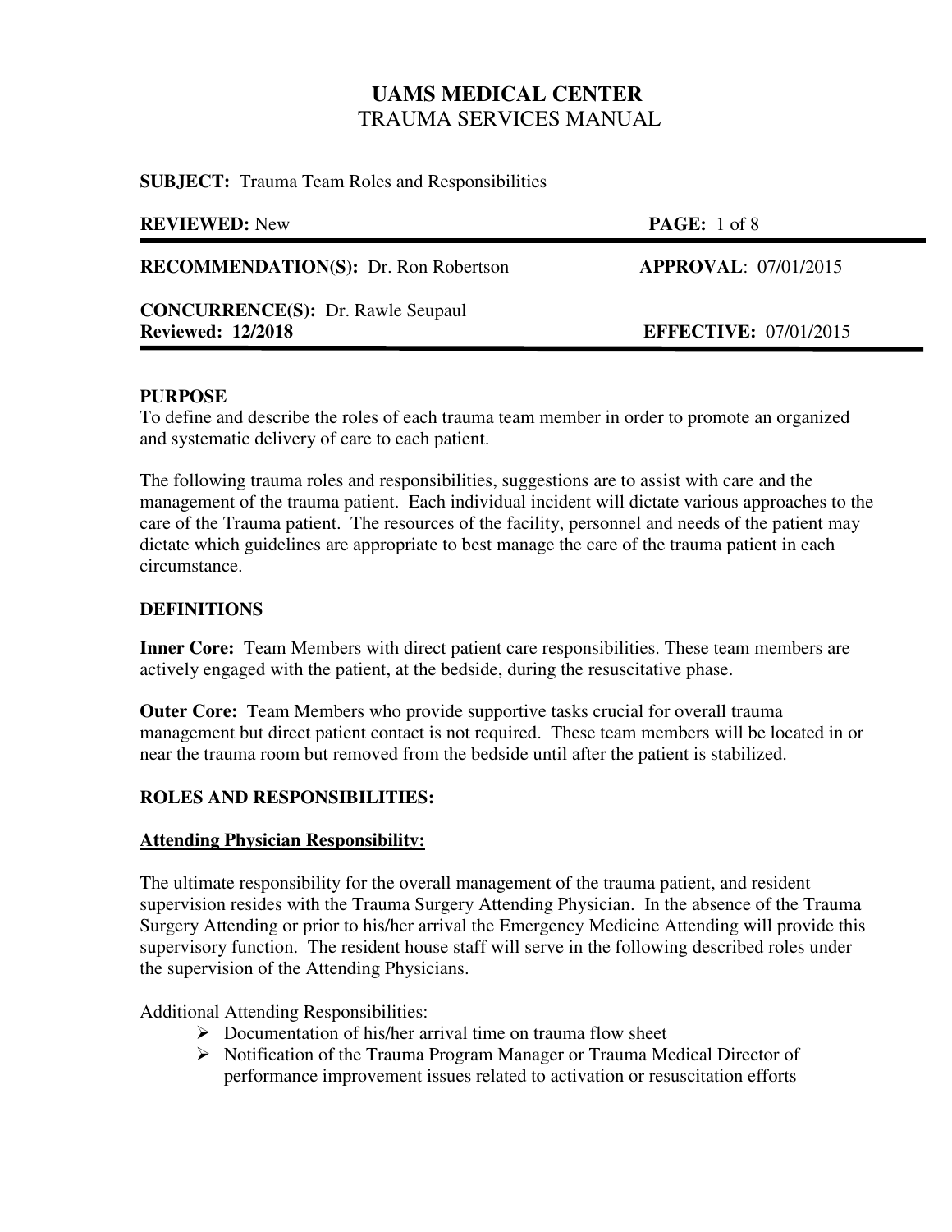# UAMS MEDICAL CENTER
## TRAUMA SERVICES MANUAL

**SUBJECT:** Trauma Team Roles and Responsibilities

| | |
|---|---|
| **REVIEWED:** New | **PAGE:** 1 of 8 |
| **RECOMMENDATION(S):** Dr. Ron Robertson | **APPROVAL**: 07/01/2015 |
| **CONCURRENCE(S):** Dr. Rawle Seupaul<br>**Reviewed: 12/2018** | **EFFECTIVE:** 07/01/2015 |

### PURPOSE

To define and describe the roles of each trauma team member in order to promote an organized and systematic delivery of care to each patient.

The following trauma roles and responsibilities, suggestions are to assist with care and the management of the trauma patient. Each individual incident will dictate various approaches to the care of the Trauma patient. The resources of the facility, personnel and needs of the patient may dictate which guidelines are appropriate to best manage the care of the trauma patient in each circumstance.

### DEFINITIONS

**Inner Core:** Team Members with direct patient care responsibilities. These team members are actively engaged with the patient, at the bedside, during the resuscitative phase.

**Outer Core:** Team Members who provide supportive tasks crucial for overall trauma management but direct patient contact is not required. These team members will be located in or near the trauma room but removed from the bedside until after the patient is stabilized.

### ROLES AND RESPONSIBILITIES:

**Attending Physician Responsibility:**

The ultimate responsibility for the overall management of the trauma patient, and resident supervision resides with the Trauma Surgery Attending Physician. In the absence of the Trauma Surgery Attending or prior to his/her arrival the Emergency Medicine Attending will provide this supervisory function. The resident house staff will serve in the following described roles under the supervision of the Attending Physicians.

Additional Attending Responsibilities:

- Documentation of his/her arrival time on trauma flow sheet
- Notification of the Trauma Program Manager or Trauma Medical Director of performance improvement issues related to activation or resuscitation efforts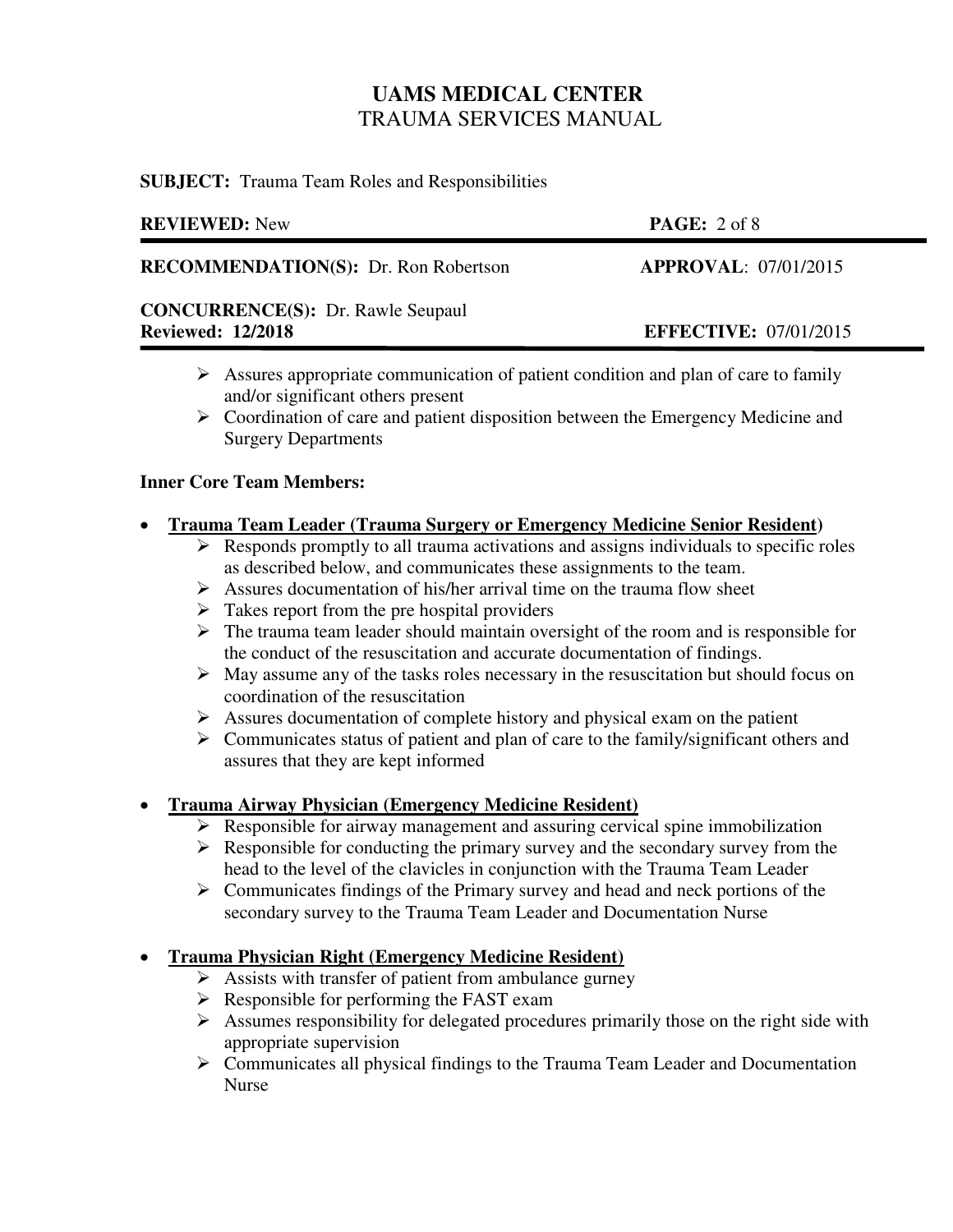- Assures appropriate communication of patient condition and plan of care to family and/or significant others present
- Coordination of care and patient disposition between the Emergency Medicine and Surgery Departments

**Inner Core Team Members:**

- **<u>Trauma Team Leader (Trauma Surgery or Emergency Medicine Senior Resident</u>)**
  - Responds promptly to all trauma activations and assigns individuals to specific roles as described below, and communicates these assignments to the team.
  - Assures documentation of his/her arrival time on the trauma flow sheet
  - Takes report from the pre hospital providers
  - The trauma team leader should maintain oversight of the room and is responsible for the conduct of the resuscitation and accurate documentation of findings.
  - May assume any of the tasks roles necessary in the resuscitation but should focus on coordination of the resuscitation
  - Assures documentation of complete history and physical exam on the patient
  - Communicates status of patient and plan of care to the family/significant others and assures that they are kept informed

- **<u>Trauma Airway Physician (Emergency Medicine Resident)</u>**
  - Responsible for airway management and assuring cervical spine immobilization
  - Responsible for conducting the primary survey and the secondary survey from the head to the level of the clavicles in conjunction with the Trauma Team Leader
  - Communicates findings of the Primary survey and head and neck portions of the secondary survey to the Trauma Team Leader and Documentation Nurse

- **<u>Trauma Physician Right (Emergency Medicine Resident)</u>**
  - Assists with transfer of patient from ambulance gurney
  - Responsible for performing the FAST exam
  - Assumes responsibility for delegated procedures primarily those on the right side with appropriate supervision
  - Communicates all physical findings to the Trauma Team Leader and Documentation Nurse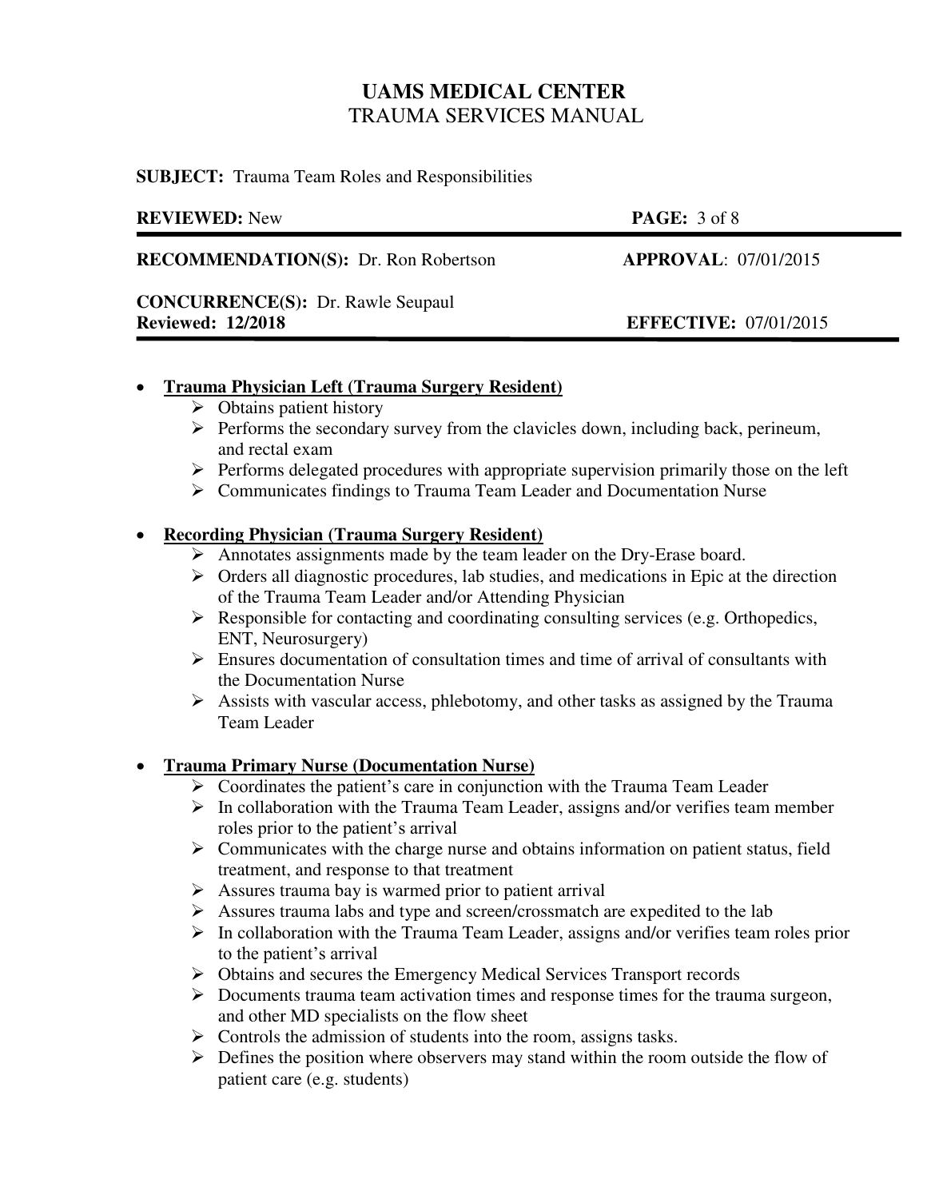- **Trauma Physician Left (Trauma Surgery Resident)**
  - Obtains patient history
  - Performs the secondary survey from the clavicles down, including back, perineum, and rectal exam
  - Performs delegated procedures with appropriate supervision primarily those on the left
  - Communicates findings to Trauma Team Leader and Documentation Nurse

- **Recording Physician (Trauma Surgery Resident)**
  - Annotates assignments made by the team leader on the Dry-Erase board.
  - Orders all diagnostic procedures, lab studies, and medications in Epic at the direction of the Trauma Team Leader and/or Attending Physician
  - Responsible for contacting and coordinating consulting services (e.g. Orthopedics, ENT, Neurosurgery)
  - Ensures documentation of consultation times and time of arrival of consultants with the Documentation Nurse
  - Assists with vascular access, phlebotomy, and other tasks as assigned by the Trauma Team Leader

- **Trauma Primary Nurse (Documentation Nurse)**
  - Coordinates the patient's care in conjunction with the Trauma Team Leader
  - In collaboration with the Trauma Team Leader, assigns and/or verifies team member roles prior to the patient's arrival
  - Communicates with the charge nurse and obtains information on patient status, field treatment, and response to that treatment
  - Assures trauma bay is warmed prior to patient arrival
  - Assures trauma labs and type and screen/crossmatch are expedited to the lab
  - In collaboration with the Trauma Team Leader, assigns and/or verifies team roles prior to the patient's arrival
  - Obtains and secures the Emergency Medical Services Transport records
  - Documents trauma team activation times and response times for the trauma surgeon, and other MD specialists on the flow sheet
  - Controls the admission of students into the room, assigns tasks.
  - Defines the position where observers may stand within the room outside the flow of patient care (e.g. students)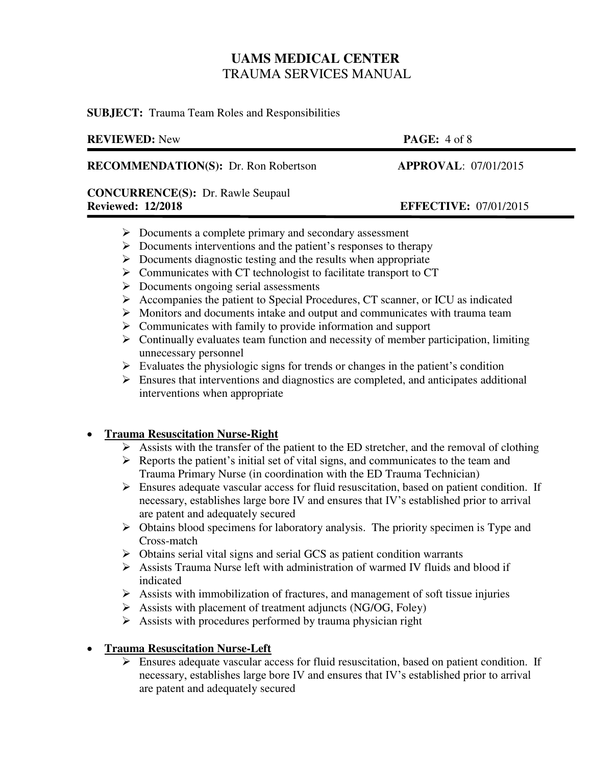- Documents a complete primary and secondary assessment
- Documents interventions and the patient's responses to therapy
- Documents diagnostic testing and the results when appropriate
- Communicates with CT technologist to facilitate transport to CT
- Documents ongoing serial assessments
- Accompanies the patient to Special Procedures, CT scanner, or ICU as indicated
- Monitors and documents intake and output and communicates with trauma team
- Communicates with family to provide information and support
- Continually evaluates team function and necessity of member participation, limiting unnecessary personnel
- Evaluates the physiologic signs for trends or changes in the patient's condition
- Ensures that interventions and diagnostics are completed, and anticipates additional interventions when appropriate

- **<u>Trauma Resuscitation Nurse-Right</u>**
  - Assists with the transfer of the patient to the ED stretcher, and the removal of clothing
  - Reports the patient's initial set of vital signs, and communicates to the team and Trauma Primary Nurse (in coordination with the ED Trauma Technician)
  - Ensures adequate vascular access for fluid resuscitation, based on patient condition. If necessary, establishes large bore IV and ensures that IV's established prior to arrival are patent and adequately secured
  - Obtains blood specimens for laboratory analysis. The priority specimen is Type and Cross-match
  - Obtains serial vital signs and serial GCS as patient condition warrants
  - Assists Trauma Nurse left with administration of warmed IV fluids and blood if indicated
  - Assists with immobilization of fractures, and management of soft tissue injuries
  - Assists with placement of treatment adjuncts (NG/OG, Foley)
  - Assists with procedures performed by trauma physician right

- **<u>Trauma Resuscitation Nurse-Left</u>**
  - Ensures adequate vascular access for fluid resuscitation, based on patient condition. If necessary, establishes large bore IV and ensures that IV's established prior to arrival are patent and adequately secured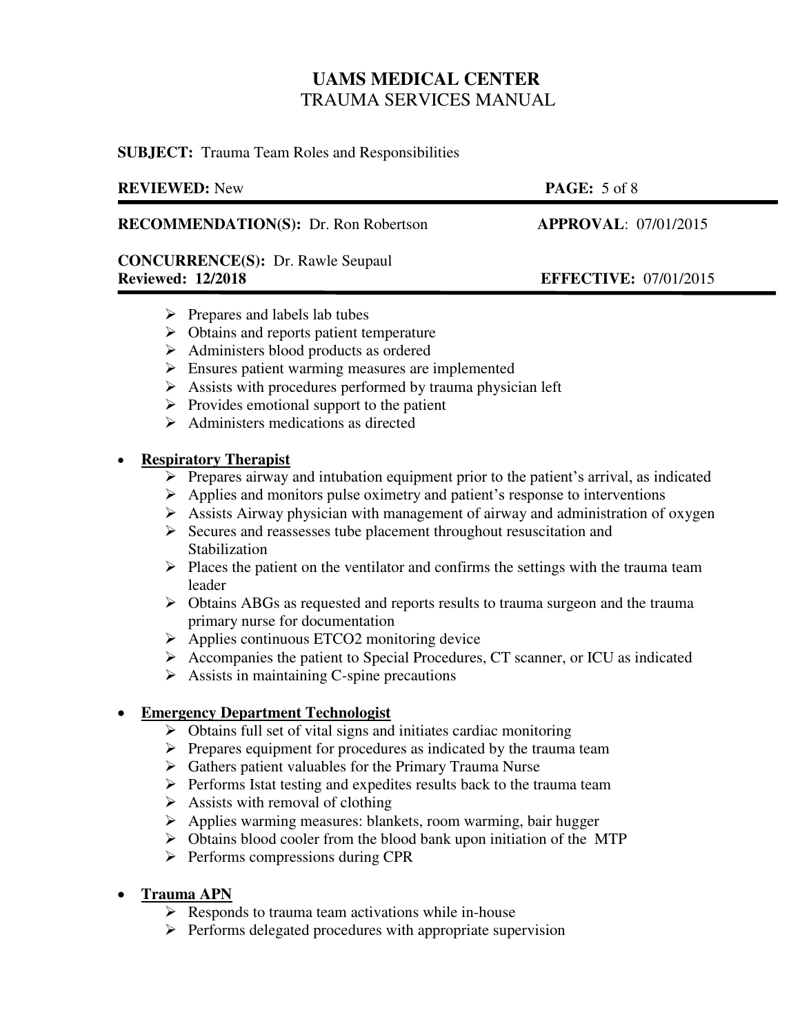- Prepares and labels lab tubes
- Obtains and reports patient temperature
- Administers blood products as ordered
- Ensures patient warming measures are implemented
- Assists with procedures performed by trauma physician left
- Provides emotional support to the patient
- Administers medications as directed

- **Respiratory Therapist**
  - Prepares airway and intubation equipment prior to the patient's arrival, as indicated
  - Applies and monitors pulse oximetry and patient's response to interventions
  - Assists Airway physician with management of airway and administration of oxygen
  - Secures and reassesses tube placement throughout resuscitation and Stabilization
  - Places the patient on the ventilator and confirms the settings with the trauma team leader
  - Obtains ABGs as requested and reports results to trauma surgeon and the trauma primary nurse for documentation
  - Applies continuous ETCO2 monitoring device
  - Accompanies the patient to Special Procedures, CT scanner, or ICU as indicated
  - Assists in maintaining C-spine precautions

- **Emergency Department Technologist**
  - Obtains full set of vital signs and initiates cardiac monitoring
  - Prepares equipment for procedures as indicated by the trauma team
  - Gathers patient valuables for the Primary Trauma Nurse
  - Performs Istat testing and expedites results back to the trauma team
  - Assists with removal of clothing
  - Applies warming measures: blankets, room warming, bair hugger
  - Obtains blood cooler from the blood bank upon initiation of the MTP
  - Performs compressions during CPR

- **Trauma APN**
  - Responds to trauma team activations while in-house
  - Performs delegated procedures with appropriate supervision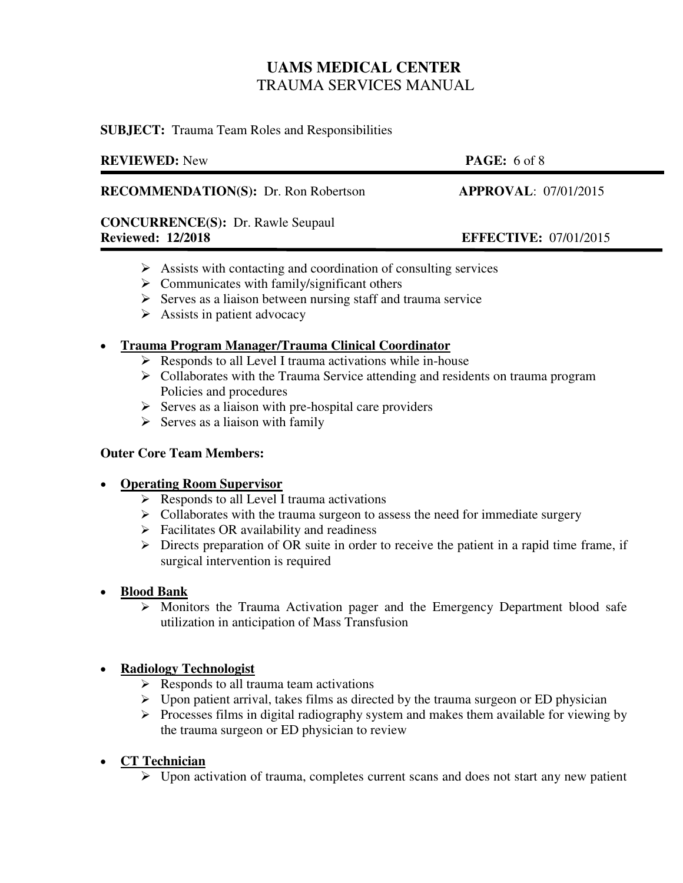- Assists with contacting and coordination of consulting services
- Communicates with family/significant others
- Serves as a liaison between nursing staff and trauma service
- Assists in patient advocacy

- **<u>Trauma Program Manager/Trauma Clinical Coordinator</u>**
  - Responds to all Level I trauma activations while in-house
  - Collaborates with the Trauma Service attending and residents on trauma program Policies and procedures
  - Serves as a liaison with pre-hospital care providers
  - Serves as a liaison with family

**Outer Core Team Members:**

- **<u>Operating Room Supervisor</u>**
  - Responds to all Level I trauma activations
  - Collaborates with the trauma surgeon to assess the need for immediate surgery
  - Facilitates OR availability and readiness
  - Directs preparation of OR suite in order to receive the patient in a rapid time frame, if surgical intervention is required

- **<u>Blood Bank</u>**
  - Monitors the Trauma Activation pager and the Emergency Department blood safe utilization in anticipation of Mass Transfusion

- **<u>Radiology Technologist</u>**
  - Responds to all trauma team activations
  - Upon patient arrival, takes films as directed by the trauma surgeon or ED physician
  - Processes films in digital radiography system and makes them available for viewing by the trauma surgeon or ED physician to review

- **<u>CT Technician</u>**
  - Upon activation of trauma, completes current scans and does not start any new patient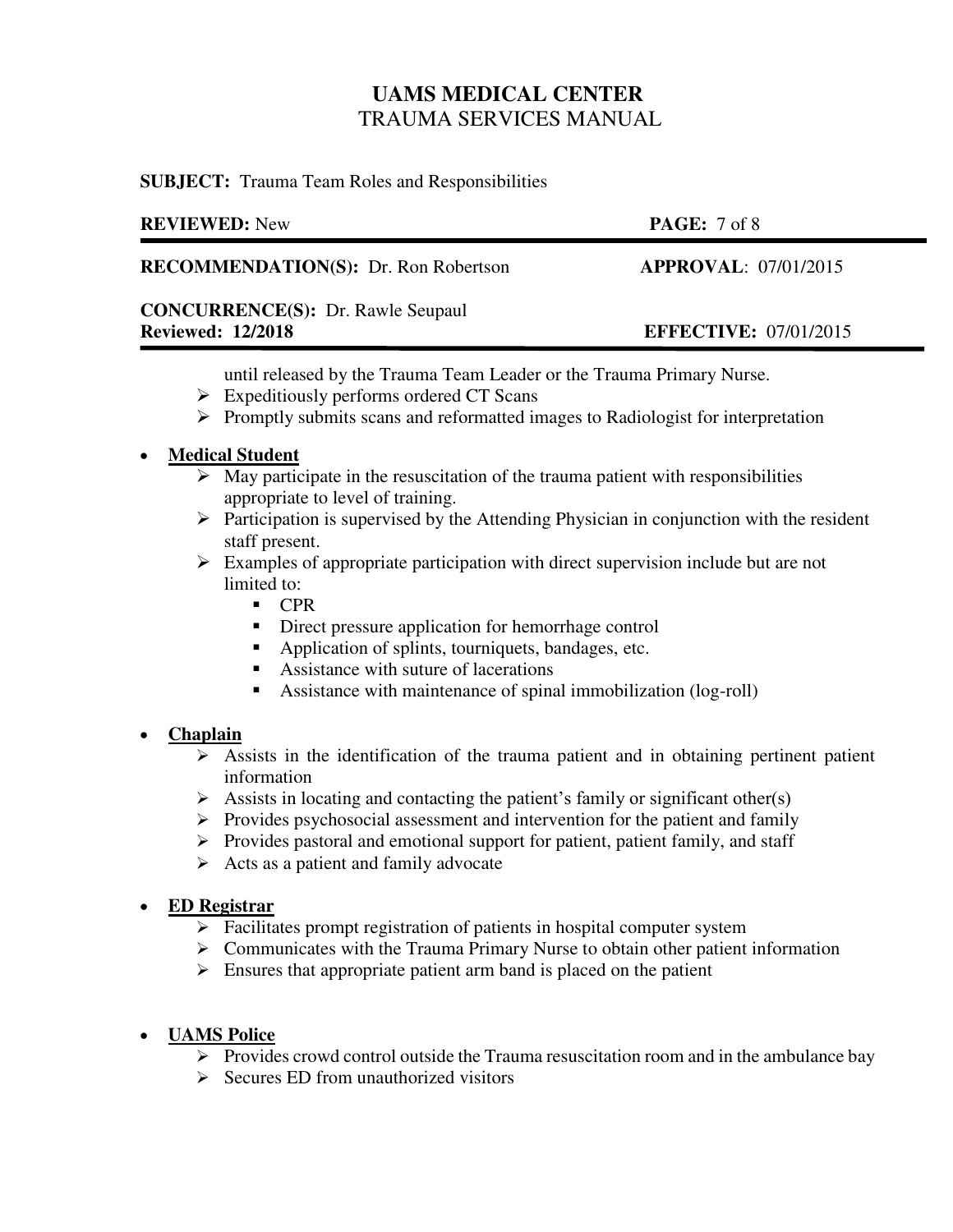until released by the Trauma Team Leader or the Trauma Primary Nurse.
- Expeditiously performs ordered CT Scans
- Promptly submits scans and reformatted images to Radiologist for interpretation

- **<u>Medical Student</u>**
    - May participate in the resuscitation of the trauma patient with responsibilities appropriate to level of training.
    - Participation is supervised by the Attending Physician in conjunction with the resident staff present.
    - Examples of appropriate participation with direct supervision include but are not limited to:
        - CPR
        - Direct pressure application for hemorrhage control
        - Application of splints, tourniquets, bandages, etc.
        - Assistance with suture of lacerations
        - Assistance with maintenance of spinal immobilization (log-roll)

- **<u>Chaplain</u>**
    - Assists in the identification of the trauma patient and in obtaining pertinent patient information
    - Assists in locating and contacting the patient's family or significant other(s)
    - Provides psychosocial assessment and intervention for the patient and family
    - Provides pastoral and emotional support for patient, patient family, and staff
    - Acts as a patient and family advocate

- **<u>ED Registrar</u>**
    - Facilitates prompt registration of patients in hospital computer system
    - Communicates with the Trauma Primary Nurse to obtain other patient information
    - Ensures that appropriate patient arm band is placed on the patient

- **<u>UAMS Police</u>**
    - Provides crowd control outside the Trauma resuscitation room and in the ambulance bay
    - Secures ED from unauthorized visitors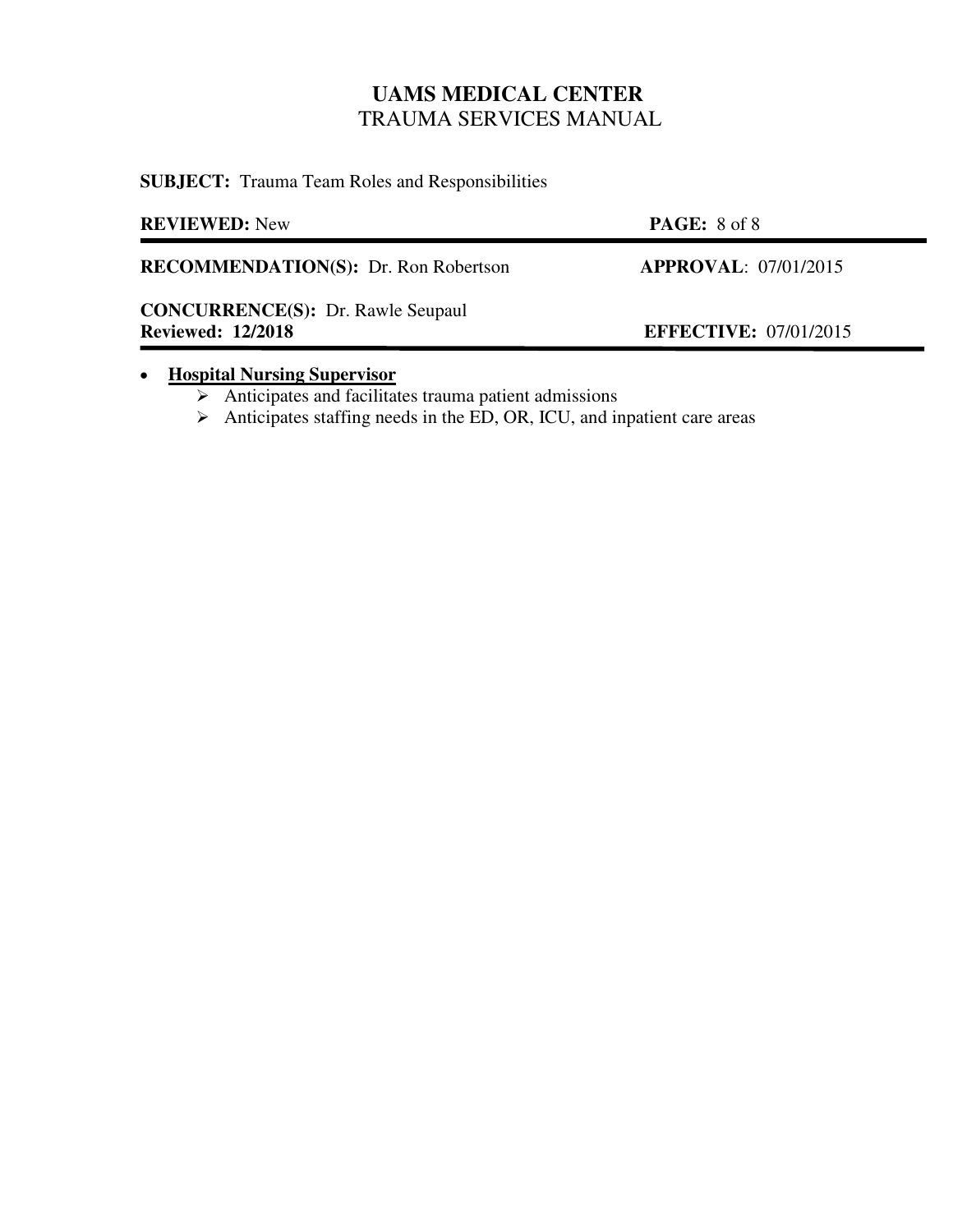- **Hospital Nursing Supervisor**
  - Anticipates and facilitates trauma patient admissions
  - Anticipates staffing needs in the ED, OR, ICU, and inpatient care areas